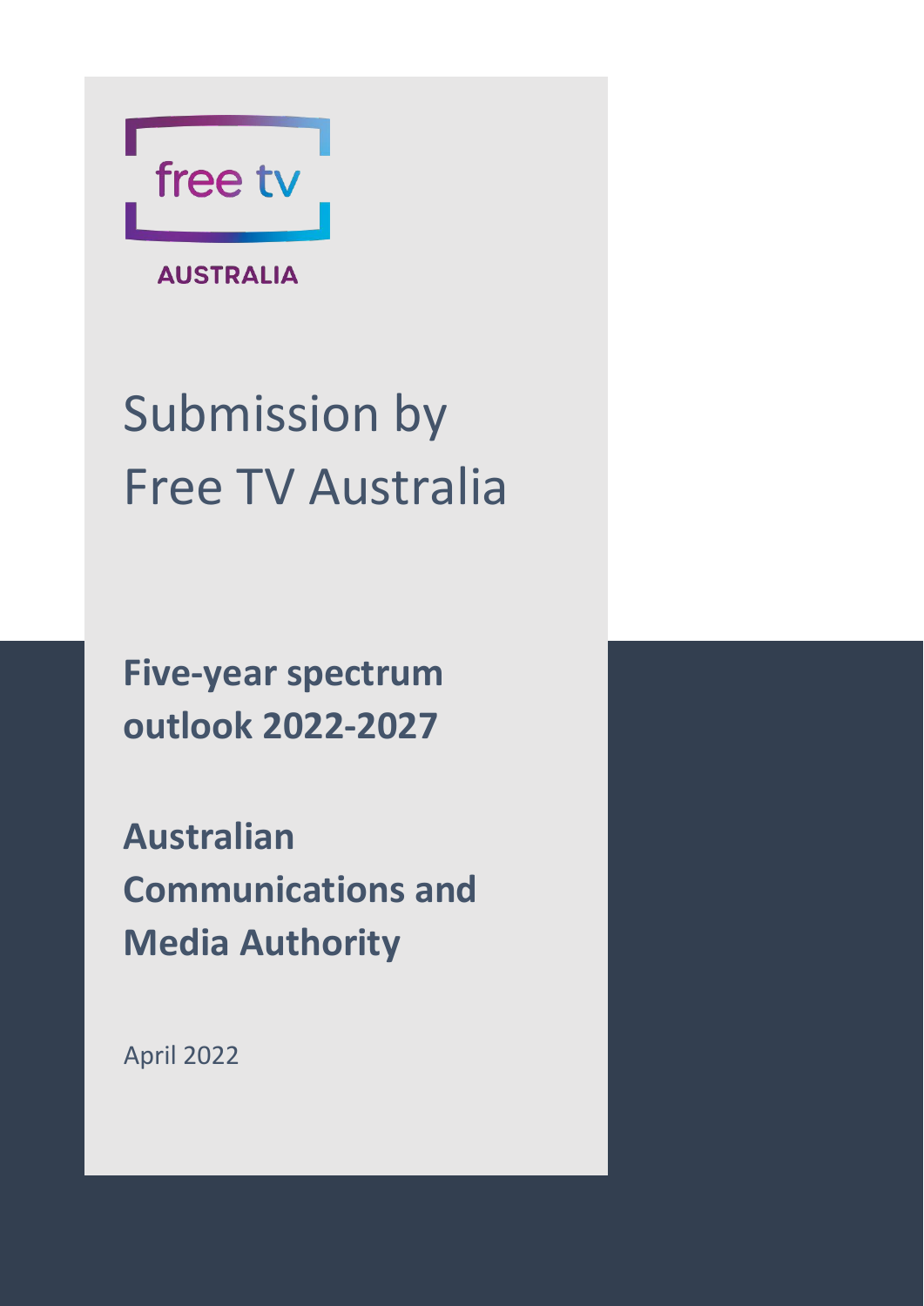free tv

AUSTRALIA

# Submission by Free TV Australia

## Five-year spectrum outlook 2022-2027

## Australian Communications and Media Authority

April 2022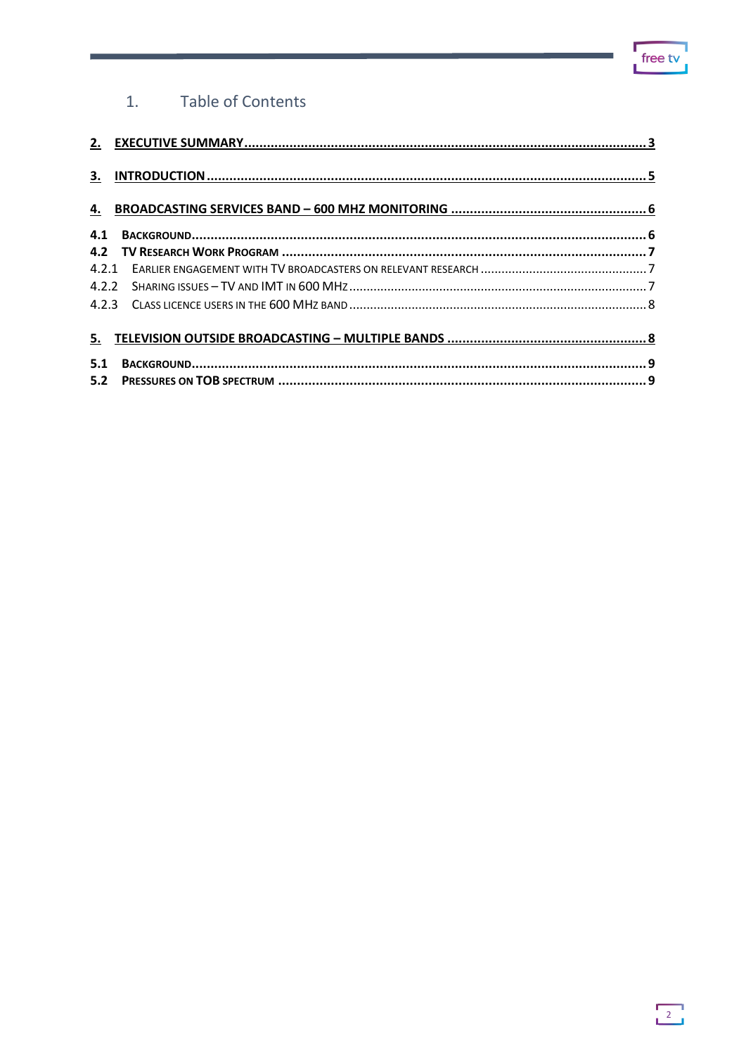# 1. Table of Contents

2. EXECUTIVE SUMMARY .......... 3

3. INTRODUCTION .......... 5

4. BROADCASTING SERVICES BAND – 600 MHZ MONITORING .......... 6

- 4.1 BACKGROUND .......... 6
- 4.2 TV RESEARCH WORK PROGRAM .......... 7
  - 4.2.1 EARLIER ENGAGEMENT WITH TV BROADCASTERS ON RELEVANT RESEARCH .......... 7
  - 4.2.2 SHARING ISSUES – TV AND IMT IN 600 MHZ .......... 7
  - 4.2.3 CLASS LICENCE USERS IN THE 600 MHZ BAND .......... 8

5. TELEVISION OUTSIDE BROADCASTING – MULTIPLE BANDS .......... 8

- 5.1 BACKGROUND .......... 9
- 5.2 PRESSURES ON TOB SPECTRUM .......... 9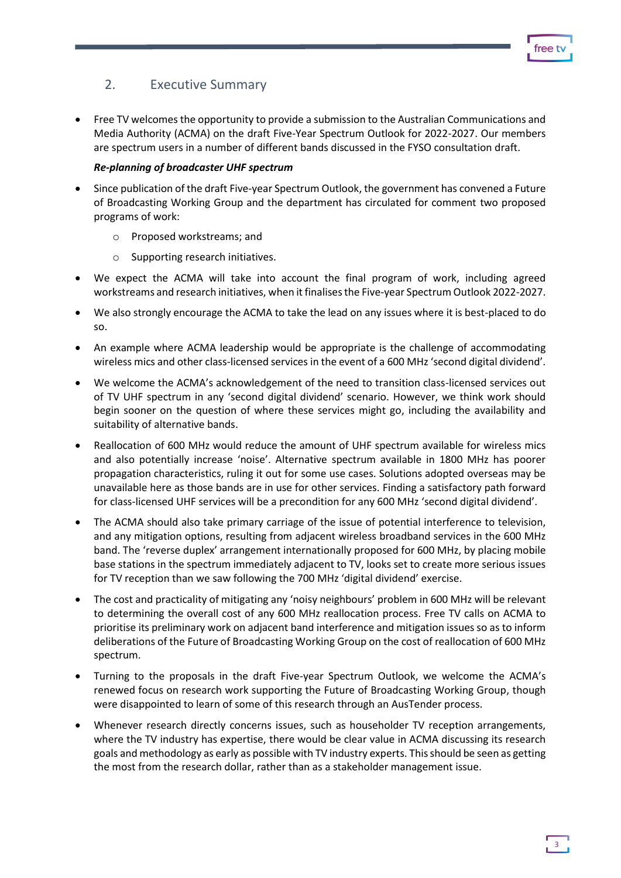## 2. Executive Summary

- Free TV welcomes the opportunity to provide a submission to the Australian Communications and Media Authority (ACMA) on the draft Five-Year Spectrum Outlook for 2022-2027. Our members are spectrum users in a number of different bands discussed in the FYSO consultation draft.

***Re-planning of broadcaster UHF spectrum***

- Since publication of the draft Five-year Spectrum Outlook, the government has convened a Future of Broadcasting Working Group and the department has circulated for comment two proposed programs of work:
  - Proposed workstreams; and
  - Supporting research initiatives.
- We expect the ACMA will take into account the final program of work, including agreed workstreams and research initiatives, when it finalises the Five-year Spectrum Outlook 2022-2027.
- We also strongly encourage the ACMA to take the lead on any issues where it is best-placed to do so.
- An example where ACMA leadership would be appropriate is the challenge of accommodating wireless mics and other class-licensed services in the event of a 600 MHz 'second digital dividend'.
- We welcome the ACMA's acknowledgement of the need to transition class-licensed services out of TV UHF spectrum in any 'second digital dividend' scenario. However, we think work should begin sooner on the question of where these services might go, including the availability and suitability of alternative bands.
- Reallocation of 600 MHz would reduce the amount of UHF spectrum available for wireless mics and also potentially increase 'noise'. Alternative spectrum available in 1800 MHz has poorer propagation characteristics, ruling it out for some use cases. Solutions adopted overseas may be unavailable here as those bands are in use for other services. Finding a satisfactory path forward for class-licensed UHF services will be a precondition for any 600 MHz 'second digital dividend'.
- The ACMA should also take primary carriage of the issue of potential interference to television, and any mitigation options, resulting from adjacent wireless broadband services in the 600 MHz band. The 'reverse duplex' arrangement internationally proposed for 600 MHz, by placing mobile base stations in the spectrum immediately adjacent to TV, looks set to create more serious issues for TV reception than we saw following the 700 MHz 'digital dividend' exercise.
- The cost and practicality of mitigating any 'noisy neighbours' problem in 600 MHz will be relevant to determining the overall cost of any 600 MHz reallocation process. Free TV calls on ACMA to prioritise its preliminary work on adjacent band interference and mitigation issues so as to inform deliberations of the Future of Broadcasting Working Group on the cost of reallocation of 600 MHz spectrum.
- Turning to the proposals in the draft Five-year Spectrum Outlook, we welcome the ACMA's renewed focus on research work supporting the Future of Broadcasting Working Group, though were disappointed to learn of some of this research through an AusTender process.
- Whenever research directly concerns issues, such as householder TV reception arrangements, where the TV industry has expertise, there would be clear value in ACMA discussing its research goals and methodology as early as possible with TV industry experts. This should be seen as getting the most from the research dollar, rather than as a stakeholder management issue.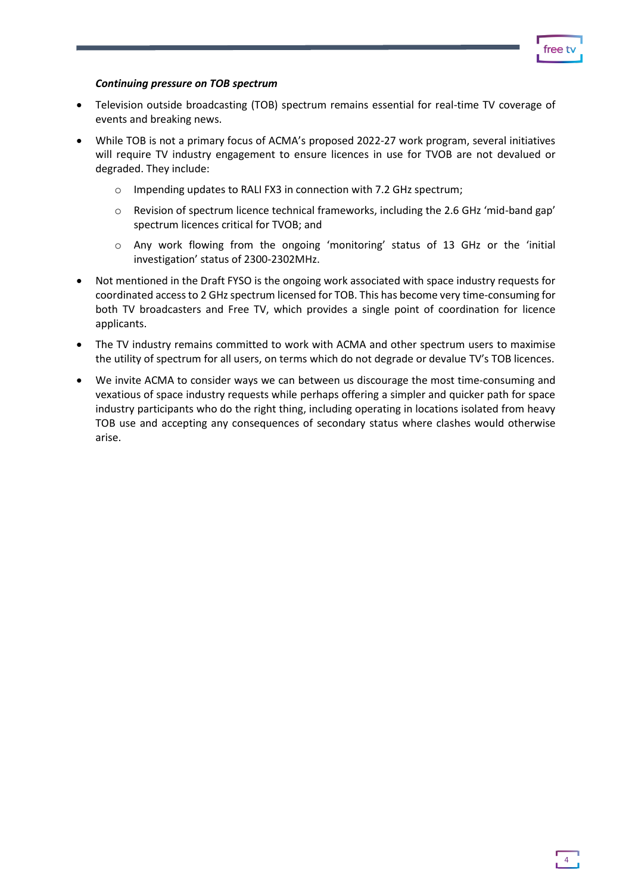***Continuing pressure on TOB spectrum***

- Television outside broadcasting (TOB) spectrum remains essential for real-time TV coverage of events and breaking news.
- While TOB is not a primary focus of ACMA's proposed 2022-27 work program, several initiatives will require TV industry engagement to ensure licences in use for TVOB are not devalued or degraded. They include:
  - Impending updates to RALI FX3 in connection with 7.2 GHz spectrum;
  - Revision of spectrum licence technical frameworks, including the 2.6 GHz 'mid-band gap' spectrum licences critical for TVOB; and
  - Any work flowing from the ongoing 'monitoring' status of 13 GHz or the 'initial investigation' status of 2300-2302MHz.
- Not mentioned in the Draft FYSO is the ongoing work associated with space industry requests for coordinated access to 2 GHz spectrum licensed for TOB. This has become very time-consuming for both TV broadcasters and Free TV, which provides a single point of coordination for licence applicants.
- The TV industry remains committed to work with ACMA and other spectrum users to maximise the utility of spectrum for all users, on terms which do not degrade or devalue TV's TOB licences.
- We invite ACMA to consider ways we can between us discourage the most time-consuming and vexatious of space industry requests while perhaps offering a simpler and quicker path for space industry participants who do the right thing, including operating in locations isolated from heavy TOB use and accepting any consequences of secondary status where clashes would otherwise arise.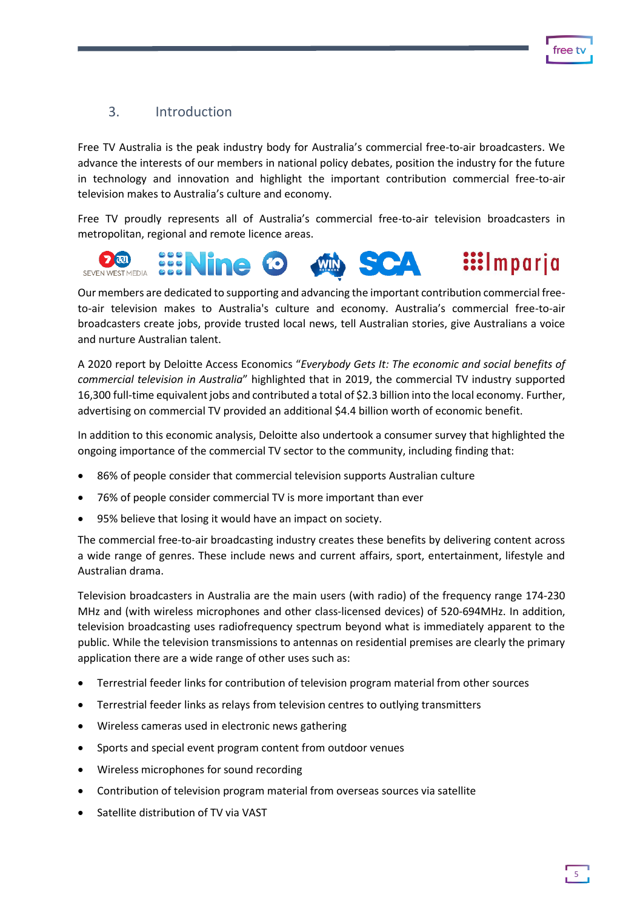## 3. Introduction

Free TV Australia is the peak industry body for Australia's commercial free-to-air broadcasters. We advance the interests of our members in national policy debates, position the industry for the future in technology and innovation and highlight the important contribution commercial free-to-air television makes to Australia's culture and economy.

Free TV proudly represents all of Australia's commercial free-to-air television broadcasters in metropolitan, regional and remote licence areas.

Our members are dedicated to supporting and advancing the important contribution commercial free-to-air television makes to Australia's culture and economy. Australia's commercial free-to-air broadcasters create jobs, provide trusted local news, tell Australian stories, give Australians a voice and nurture Australian talent.

A 2020 report by Deloitte Access Economics "*Everybody Gets It: The economic and social benefits of commercial television in Australia*" highlighted that in 2019, the commercial TV industry supported 16,300 full-time equivalent jobs and contributed a total of $2.3 billion into the local economy. Further, advertising on commercial TV provided an additional $4.4 billion worth of economic benefit.

In addition to this economic analysis, Deloitte also undertook a consumer survey that highlighted the ongoing importance of the commercial TV sector to the community, including finding that:

- 86% of people consider that commercial television supports Australian culture
- 76% of people consider commercial TV is more important than ever
- 95% believe that losing it would have an impact on society.

The commercial free-to-air broadcasting industry creates these benefits by delivering content across a wide range of genres. These include news and current affairs, sport, entertainment, lifestyle and Australian drama.

Television broadcasters in Australia are the main users (with radio) of the frequency range 174-230 MHz and (with wireless microphones and other class-licensed devices) of 520-694MHz. In addition, television broadcasting uses radiofrequency spectrum beyond what is immediately apparent to the public. While the television transmissions to antennas on residential premises are clearly the primary application there are a wide range of other uses such as:

- Terrestrial feeder links for contribution of television program material from other sources
- Terrestrial feeder links as relays from television centres to outlying transmitters
- Wireless cameras used in electronic news gathering
- Sports and special event program content from outdoor venues
- Wireless microphones for sound recording
- Contribution of television program material from overseas sources via satellite
- Satellite distribution of TV via VAST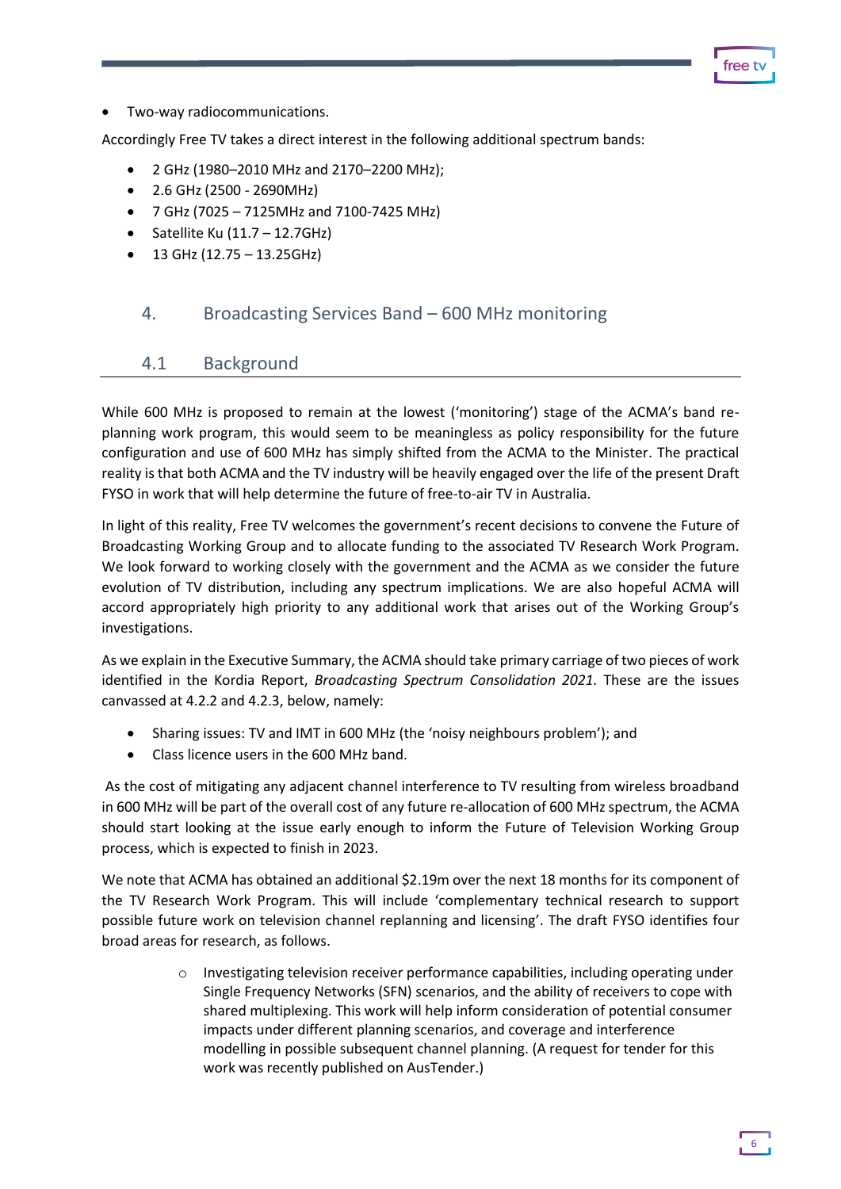- Two-way radiocommunications.

Accordingly Free TV takes a direct interest in the following additional spectrum bands:

- 2 GHz (1980–2010 MHz and 2170–2200 MHz);
- 2.6 GHz (2500 - 2690MHz)
- 7 GHz (7025 – 7125MHz and 7100-7425 MHz)
- Satellite Ku (11.7 – 12.7GHz)
- 13 GHz (12.75 – 13.25GHz)

## 4. Broadcasting Services Band – 600 MHz monitoring

### 4.1 Background

While 600 MHz is proposed to remain at the lowest ('monitoring') stage of the ACMA's band re-planning work program, this would seem to be meaningless as policy responsibility for the future configuration and use of 600 MHz has simply shifted from the ACMA to the Minister. The practical reality is that both ACMA and the TV industry will be heavily engaged over the life of the present Draft FYSO in work that will help determine the future of free-to-air TV in Australia.

In light of this reality, Free TV welcomes the government's recent decisions to convene the Future of Broadcasting Working Group and to allocate funding to the associated TV Research Work Program. We look forward to working closely with the government and the ACMA as we consider the future evolution of TV distribution, including any spectrum implications. We are also hopeful ACMA will accord appropriately high priority to any additional work that arises out of the Working Group's investigations.

As we explain in the Executive Summary, the ACMA should take primary carriage of two pieces of work identified in the Kordia Report, *Broadcasting Spectrum Consolidation 2021.* These are the issues canvassed at 4.2.2 and 4.2.3, below, namely:

- Sharing issues: TV and IMT in 600 MHz (the 'noisy neighbours problem'); and
- Class licence users in the 600 MHz band.

As the cost of mitigating any adjacent channel interference to TV resulting from wireless broadband in 600 MHz will be part of the overall cost of any future re-allocation of 600 MHz spectrum, the ACMA should start looking at the issue early enough to inform the Future of Television Working Group process, which is expected to finish in 2023.

We note that ACMA has obtained an additional $2.19m over the next 18 months for its component of the TV Research Work Program. This will include 'complementary technical research to support possible future work on television channel replanning and licensing'. The draft FYSO identifies four broad areas for research, as follows.

- Investigating television receiver performance capabilities, including operating under Single Frequency Networks (SFN) scenarios, and the ability of receivers to cope with shared multiplexing. This work will help inform consideration of potential consumer impacts under different planning scenarios, and coverage and interference modelling in possible subsequent channel planning. (A request for tender for this work was recently published on AusTender.)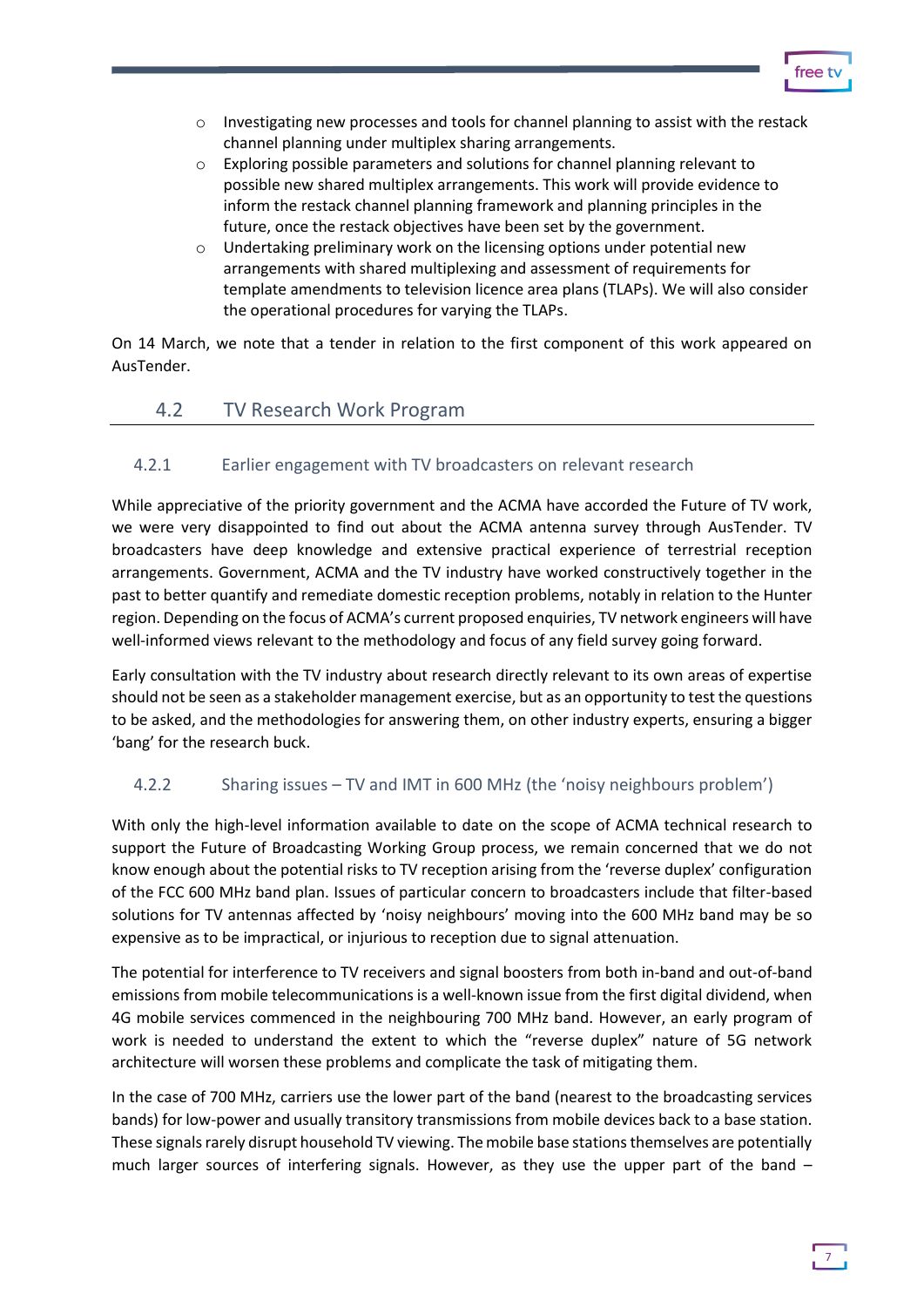- Investigating new processes and tools for channel planning to assist with the restack channel planning under multiplex sharing arrangements.
- Exploring possible parameters and solutions for channel planning relevant to possible new shared multiplex arrangements. This work will provide evidence to inform the restack channel planning framework and planning principles in the future, once the restack objectives have been set by the government.
- Undertaking preliminary work on the licensing options under potential new arrangements with shared multiplexing and assessment of requirements for template amendments to television licence area plans (TLAPs). We will also consider the operational procedures for varying the TLAPs.

On 14 March, we note that a tender in relation to the first component of this work appeared on AusTender.

## 4.2 TV Research Work Program

### 4.2.1 Earlier engagement with TV broadcasters on relevant research

While appreciative of the priority government and the ACMA have accorded the Future of TV work, we were very disappointed to find out about the ACMA antenna survey through AusTender. TV broadcasters have deep knowledge and extensive practical experience of terrestrial reception arrangements. Government, ACMA and the TV industry have worked constructively together in the past to better quantify and remediate domestic reception problems, notably in relation to the Hunter region. Depending on the focus of ACMA's current proposed enquiries, TV network engineers will have well-informed views relevant to the methodology and focus of any field survey going forward.

Early consultation with the TV industry about research directly relevant to its own areas of expertise should not be seen as a stakeholder management exercise, but as an opportunity to test the questions to be asked, and the methodologies for answering them, on other industry experts, ensuring a bigger 'bang' for the research buck.

### 4.2.2 Sharing issues – TV and IMT in 600 MHz (the 'noisy neighbours problem')

With only the high-level information available to date on the scope of ACMA technical research to support the Future of Broadcasting Working Group process, we remain concerned that we do not know enough about the potential risks to TV reception arising from the 'reverse duplex' configuration of the FCC 600 MHz band plan. Issues of particular concern to broadcasters include that filter-based solutions for TV antennas affected by 'noisy neighbours' moving into the 600 MHz band may be so expensive as to be impractical, or injurious to reception due to signal attenuation.

The potential for interference to TV receivers and signal boosters from both in-band and out-of-band emissions from mobile telecommunications is a well-known issue from the first digital dividend, when 4G mobile services commenced in the neighbouring 700 MHz band. However, an early program of work is needed to understand the extent to which the "reverse duplex" nature of 5G network architecture will worsen these problems and complicate the task of mitigating them.

In the case of 700 MHz, carriers use the lower part of the band (nearest to the broadcasting services bands) for low-power and usually transitory transmissions from mobile devices back to a base station. These signals rarely disrupt household TV viewing. The mobile base stations themselves are potentially much larger sources of interfering signals. However, as they use the upper part of the band –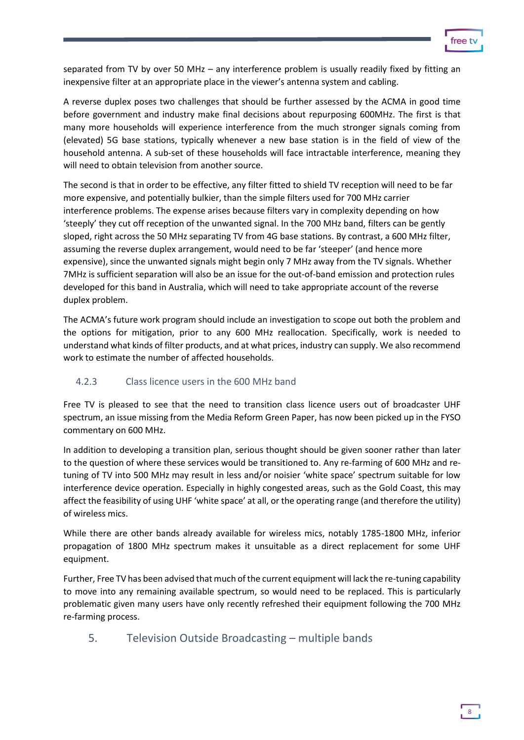separated from TV by over 50 MHz – any interference problem is usually readily fixed by fitting an inexpensive filter at an appropriate place in the viewer's antenna system and cabling.

A reverse duplex poses two challenges that should be further assessed by the ACMA in good time before government and industry make final decisions about repurposing 600MHz. The first is that many more households will experience interference from the much stronger signals coming from (elevated) 5G base stations, typically whenever a new base station is in the field of view of the household antenna. A sub-set of these households will face intractable interference, meaning they will need to obtain television from another source.

The second is that in order to be effective, any filter fitted to shield TV reception will need to be far more expensive, and potentially bulkier, than the simple filters used for 700 MHz carrier interference problems. The expense arises because filters vary in complexity depending on how 'steeply' they cut off reception of the unwanted signal. In the 700 MHz band, filters can be gently sloped, right across the 50 MHz separating TV from 4G base stations. By contrast, a 600 MHz filter, assuming the reverse duplex arrangement, would need to be far 'steeper' (and hence more expensive), since the unwanted signals might begin only 7 MHz away from the TV signals. Whether 7MHz is sufficient separation will also be an issue for the out-of-band emission and protection rules developed for this band in Australia, which will need to take appropriate account of the reverse duplex problem.

The ACMA's future work program should include an investigation to scope out both the problem and the options for mitigation, prior to any 600 MHz reallocation. Specifically, work is needed to understand what kinds of filter products, and at what prices, industry can supply. We also recommend work to estimate the number of affected households.

### 4.2.3 Class licence users in the 600 MHz band

Free TV is pleased to see that the need to transition class licence users out of broadcaster UHF spectrum, an issue missing from the Media Reform Green Paper, has now been picked up in the FYSO commentary on 600 MHz.

In addition to developing a transition plan, serious thought should be given sooner rather than later to the question of where these services would be transitioned to. Any re-farming of 600 MHz and re-tuning of TV into 500 MHz may result in less and/or noisier 'white space' spectrum suitable for low interference device operation. Especially in highly congested areas, such as the Gold Coast, this may affect the feasibility of using UHF 'white space' at all, or the operating range (and therefore the utility) of wireless mics.

While there are other bands already available for wireless mics, notably 1785-1800 MHz, inferior propagation of 1800 MHz spectrum makes it unsuitable as a direct replacement for some UHF equipment.

Further, Free TV has been advised that much of the current equipment will lack the re-tuning capability to move into any remaining available spectrum, so would need to be replaced. This is particularly problematic given many users have only recently refreshed their equipment following the 700 MHz re-farming process.

## 5. Television Outside Broadcasting – multiple bands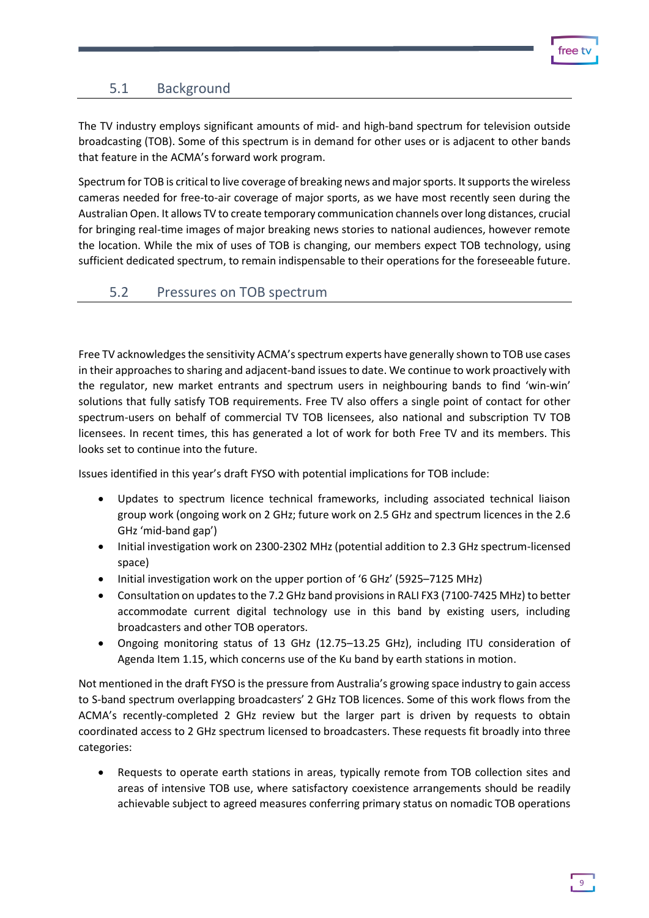## 5.1 Background

The TV industry employs significant amounts of mid- and high-band spectrum for television outside broadcasting (TOB). Some of this spectrum is in demand for other uses or is adjacent to other bands that feature in the ACMA's forward work program.

Spectrum for TOB is critical to live coverage of breaking news and major sports. It supports the wireless cameras needed for free-to-air coverage of major sports, as we have most recently seen during the Australian Open. It allows TV to create temporary communication channels over long distances, crucial for bringing real-time images of major breaking news stories to national audiences, however remote the location. While the mix of uses of TOB is changing, our members expect TOB technology, using sufficient dedicated spectrum, to remain indispensable to their operations for the foreseeable future.

## 5.2 Pressures on TOB spectrum

Free TV acknowledges the sensitivity ACMA's spectrum experts have generally shown to TOB use cases in their approaches to sharing and adjacent-band issues to date. We continue to work proactively with the regulator, new market entrants and spectrum users in neighbouring bands to find 'win-win' solutions that fully satisfy TOB requirements. Free TV also offers a single point of contact for other spectrum-users on behalf of commercial TV TOB licensees, also national and subscription TV TOB licensees. In recent times, this has generated a lot of work for both Free TV and its members. This looks set to continue into the future.

Issues identified in this year's draft FYSO with potential implications for TOB include:

- Updates to spectrum licence technical frameworks, including associated technical liaison group work (ongoing work on 2 GHz; future work on 2.5 GHz and spectrum licences in the 2.6 GHz 'mid-band gap')
- Initial investigation work on 2300-2302 MHz (potential addition to 2.3 GHz spectrum-licensed space)
- Initial investigation work on the upper portion of '6 GHz' (5925–7125 MHz)
- Consultation on updates to the 7.2 GHz band provisions in RALI FX3 (7100-7425 MHz) to better accommodate current digital technology use in this band by existing users, including broadcasters and other TOB operators.
- Ongoing monitoring status of 13 GHz (12.75–13.25 GHz), including ITU consideration of Agenda Item 1.15, which concerns use of the Ku band by earth stations in motion.

Not mentioned in the draft FYSO is the pressure from Australia's growing space industry to gain access to S-band spectrum overlapping broadcasters' 2 GHz TOB licences. Some of this work flows from the ACMA's recently-completed 2 GHz review but the larger part is driven by requests to obtain coordinated access to 2 GHz spectrum licensed to broadcasters. These requests fit broadly into three categories:

- Requests to operate earth stations in areas, typically remote from TOB collection sites and areas of intensive TOB use, where satisfactory coexistence arrangements should be readily achievable subject to agreed measures conferring primary status on nomadic TOB operations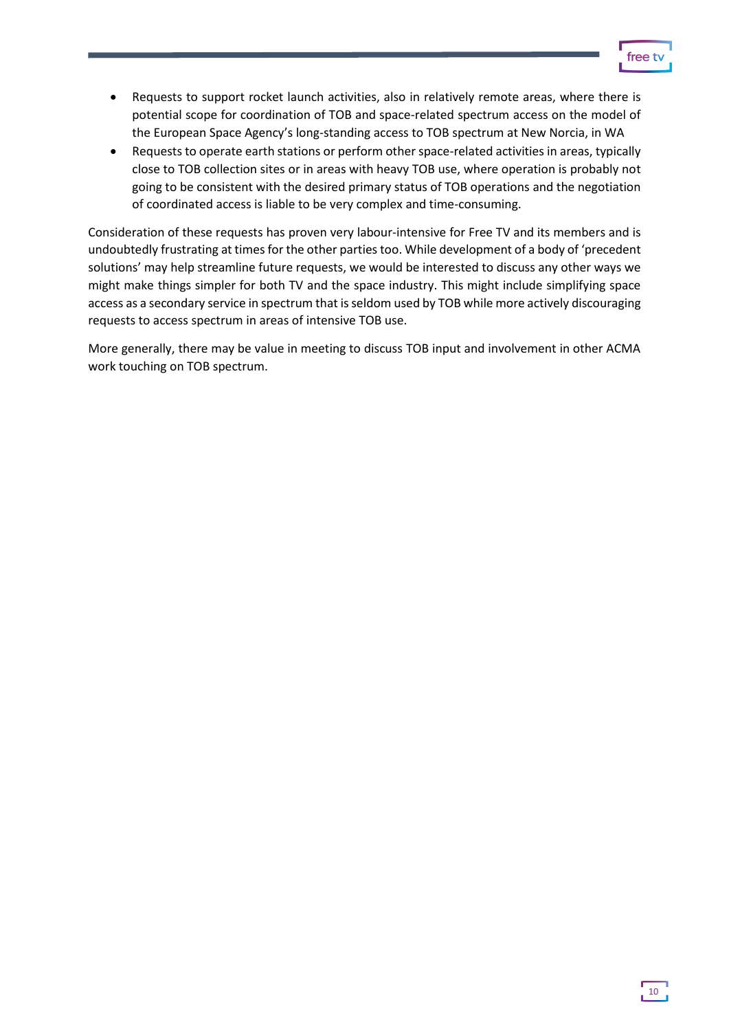- Requests to support rocket launch activities, also in relatively remote areas, where there is potential scope for coordination of TOB and space-related spectrum access on the model of the European Space Agency's long-standing access to TOB spectrum at New Norcia, in WA
- Requests to operate earth stations or perform other space-related activities in areas, typically close to TOB collection sites or in areas with heavy TOB use, where operation is probably not going to be consistent with the desired primary status of TOB operations and the negotiation of coordinated access is liable to be very complex and time-consuming.

Consideration of these requests has proven very labour-intensive for Free TV and its members and is undoubtedly frustrating at times for the other parties too. While development of a body of 'precedent solutions' may help streamline future requests, we would be interested to discuss any other ways we might make things simpler for both TV and the space industry. This might include simplifying space access as a secondary service in spectrum that is seldom used by TOB while more actively discouraging requests to access spectrum in areas of intensive TOB use.

More generally, there may be value in meeting to discuss TOB input and involvement in other ACMA work touching on TOB spectrum.